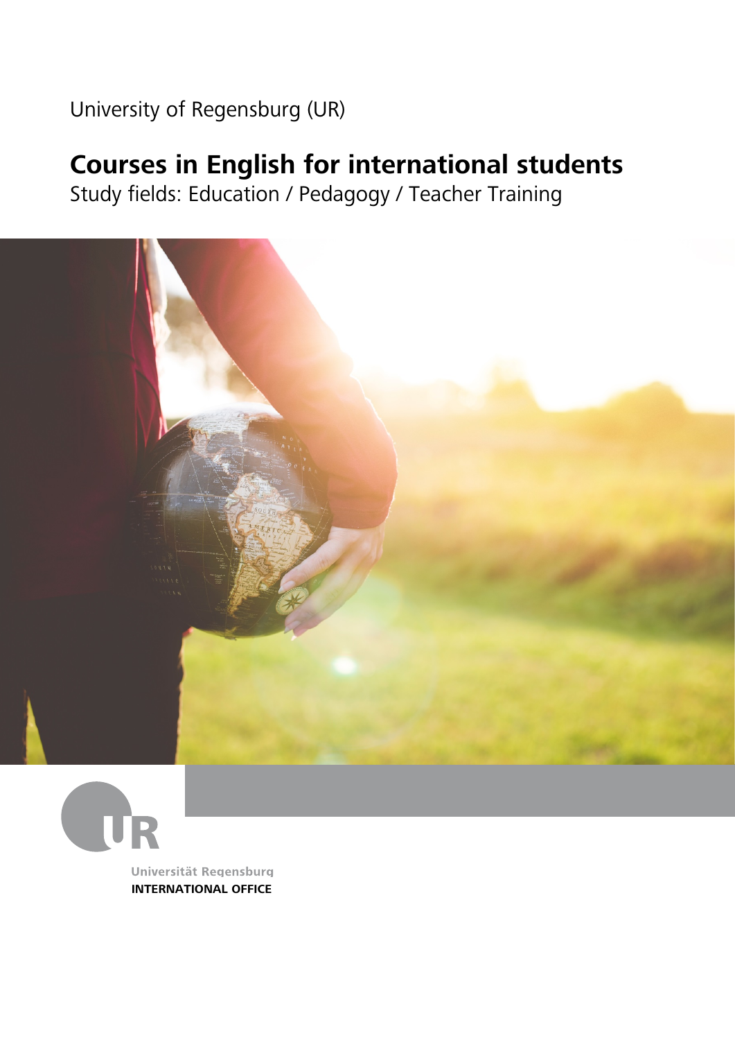University of Regensburg (UR)

# Courses in English for international students

Study fields: Education / Pedagogy / Teacher Training

Universität Regensburg
**INTERNATIONAL OFFICE**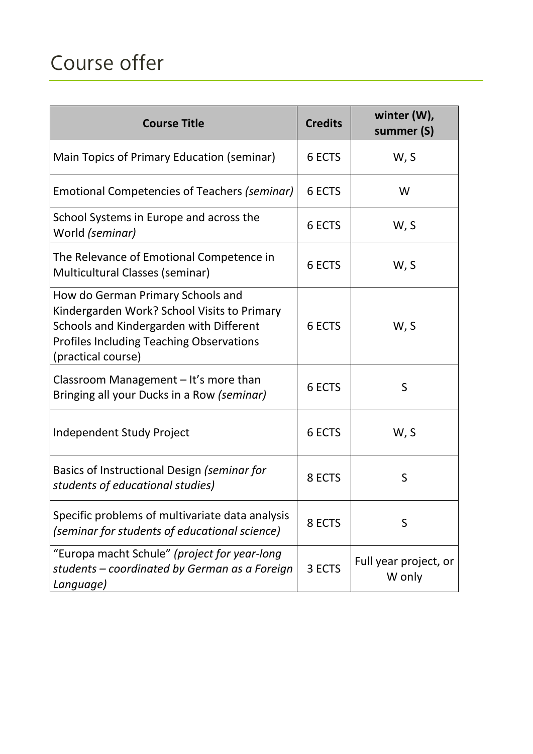# Course offer

| Course Title | Credits | winter (W), summer (S) |
|---|---|---|
| Main Topics of Primary Education (seminar) | 6 ECTS | W, S |
| Emotional Competencies of Teachers *(seminar)* | 6 ECTS | W |
| School Systems in Europe and across the World *(seminar)* | 6 ECTS | W, S |
| The Relevance of Emotional Competence in Multicultural Classes (seminar) | 6 ECTS | W, S |
| How do German Primary Schools and Kindergarden Work? School Visits to Primary Schools and Kindergarden with Different Profiles Including Teaching Observations (practical course) | 6 ECTS | W, S |
| Classroom Management – It's more than Bringing all your Ducks in a Row *(seminar)* | 6 ECTS | S |
| Independent Study Project | 6 ECTS | W, S |
| Basics of Instructional Design *(seminar for students of educational studies)* | 8 ECTS | S |
| Specific problems of multivariate data analysis *(seminar for students of educational science)* | 8 ECTS | S |
| "Europa macht Schule" *(project for year-long students – coordinated by German as a Foreign Language)* | 3 ECTS | Full year project, or W only |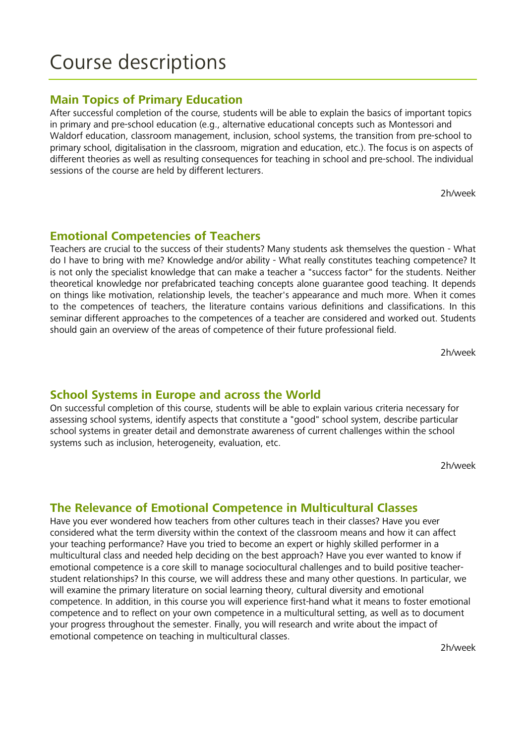# Course descriptions

## Main Topics of Primary Education

After successful completion of the course, students will be able to explain the basics of important topics in primary and pre-school education (e.g., alternative educational concepts such as Montessori and Waldorf education, classroom management, inclusion, school systems, the transition from pre-school to primary school, digitalisation in the classroom, migration and education, etc.). The focus is on aspects of different theories as well as resulting consequences for teaching in school and pre-school. The individual sessions of the course are held by different lecturers.

2h/week

## Emotional Competencies of Teachers

Teachers are crucial to the success of their students? Many students ask themselves the question - What do I have to bring with me? Knowledge and/or ability - What really constitutes teaching competence? It is not only the specialist knowledge that can make a teacher a "success factor" for the students. Neither theoretical knowledge nor prefabricated teaching concepts alone guarantee good teaching. It depends on things like motivation, relationship levels, the teacher's appearance and much more. When it comes to the competences of teachers, the literature contains various definitions and classifications. In this seminar different approaches to the competences of a teacher are considered and worked out. Students should gain an overview of the areas of competence of their future professional field.

2h/week

## School Systems in Europe and across the World

On successful completion of this course, students will be able to explain various criteria necessary for assessing school systems, identify aspects that constitute a "good" school system, describe particular school systems in greater detail and demonstrate awareness of current challenges within the school systems such as inclusion, heterogeneity, evaluation, etc.

2h/week

## The Relevance of Emotional Competence in Multicultural Classes

Have you ever wondered how teachers from other cultures teach in their classes? Have you ever considered what the term diversity within the context of the classroom means and how it can affect your teaching performance? Have you tried to become an expert or highly skilled performer in a multicultural class and needed help deciding on the best approach? Have you ever wanted to know if emotional competence is a core skill to manage sociocultural challenges and to build positive teacher-student relationships? In this course, we will address these and many other questions. In particular, we will examine the primary literature on social learning theory, cultural diversity and emotional competence. In addition, in this course you will experience first-hand what it means to foster emotional competence and to reflect on your own competence in a multicultural setting, as well as to document your progress throughout the semester. Finally, you will research and write about the impact of emotional competence on teaching in multicultural classes.

2h/week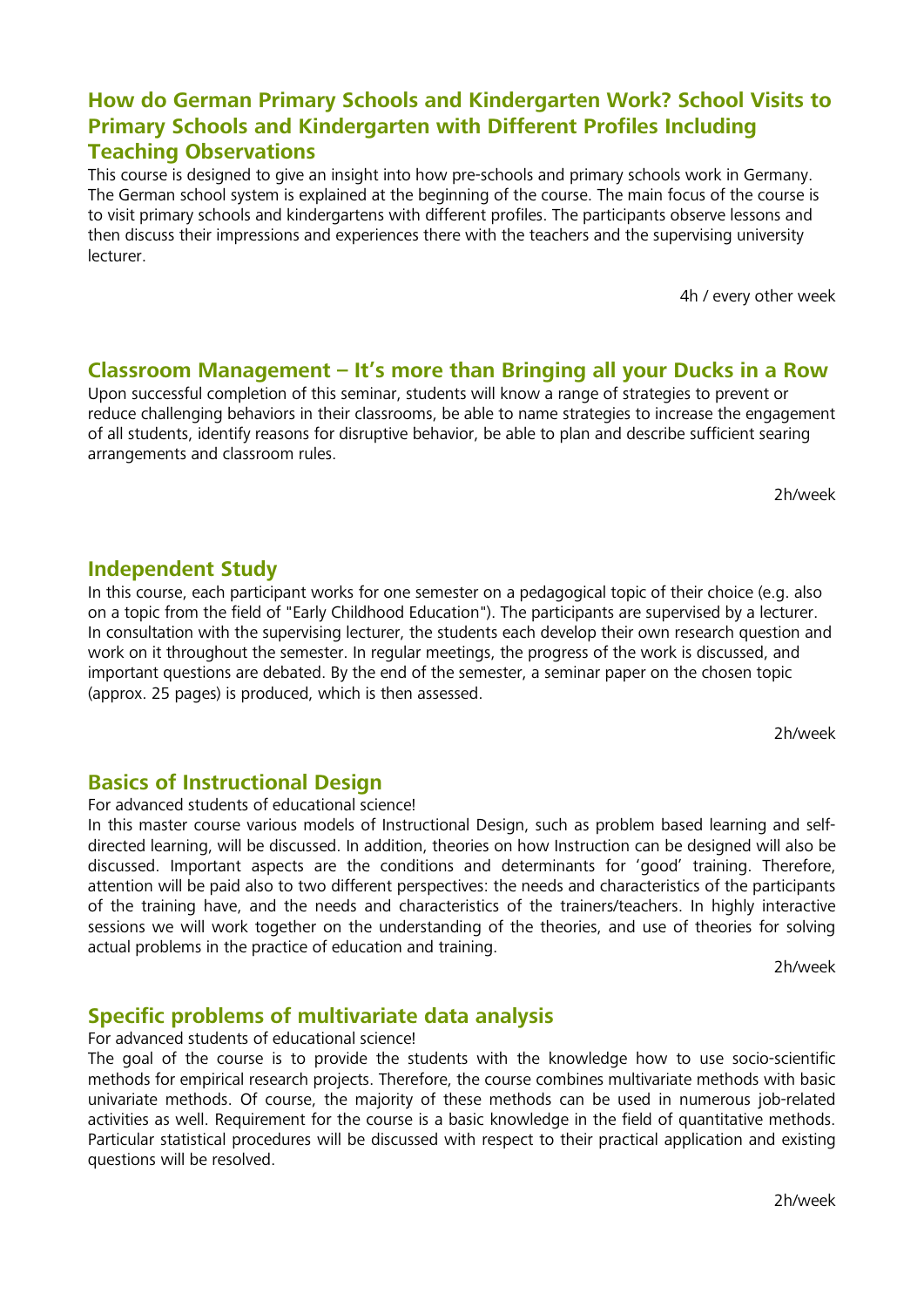## How do German Primary Schools and Kindergarten Work? School Visits to Primary Schools and Kindergarten with Different Profiles Including Teaching Observations

This course is designed to give an insight into how pre-schools and primary schools work in Germany. The German school system is explained at the beginning of the course. The main focus of the course is to visit primary schools and kindergartens with different profiles. The participants observe lessons and then discuss their impressions and experiences there with the teachers and the supervising university lecturer.

4h / every other week

## Classroom Management – It's more than Bringing all your Ducks in a Row

Upon successful completion of this seminar, students will know a range of strategies to prevent or reduce challenging behaviors in their classrooms, be able to name strategies to increase the engagement of all students, identify reasons for disruptive behavior, be able to plan and describe sufficient searing arrangements and classroom rules.

2h/week

## Independent Study

In this course, each participant works for one semester on a pedagogical topic of their choice (e.g. also on a topic from the field of "Early Childhood Education"). The participants are supervised by a lecturer. In consultation with the supervising lecturer, the students each develop their own research question and work on it throughout the semester. In regular meetings, the progress of the work is discussed, and important questions are debated. By the end of the semester, a seminar paper on the chosen topic (approx. 25 pages) is produced, which is then assessed.

2h/week

## Basics of Instructional Design

For advanced students of educational science!

In this master course various models of Instructional Design, such as problem based learning and self-directed learning, will be discussed. In addition, theories on how Instruction can be designed will also be discussed. Important aspects are the conditions and determinants for 'good' training. Therefore, attention will be paid also to two different perspectives: the needs and characteristics of the participants of the training have, and the needs and characteristics of the trainers/teachers. In highly interactive sessions we will work together on the understanding of the theories, and use of theories for solving actual problems in the practice of education and training.

2h/week

## Specific problems of multivariate data analysis

For advanced students of educational science!

The goal of the course is to provide the students with the knowledge how to use socio-scientific methods for empirical research projects. Therefore, the course combines multivariate methods with basic univariate methods. Of course, the majority of these methods can be used in numerous job-related activities as well. Requirement for the course is a basic knowledge in the field of quantitative methods. Particular statistical procedures will be discussed with respect to their practical application and existing questions will be resolved.

2h/week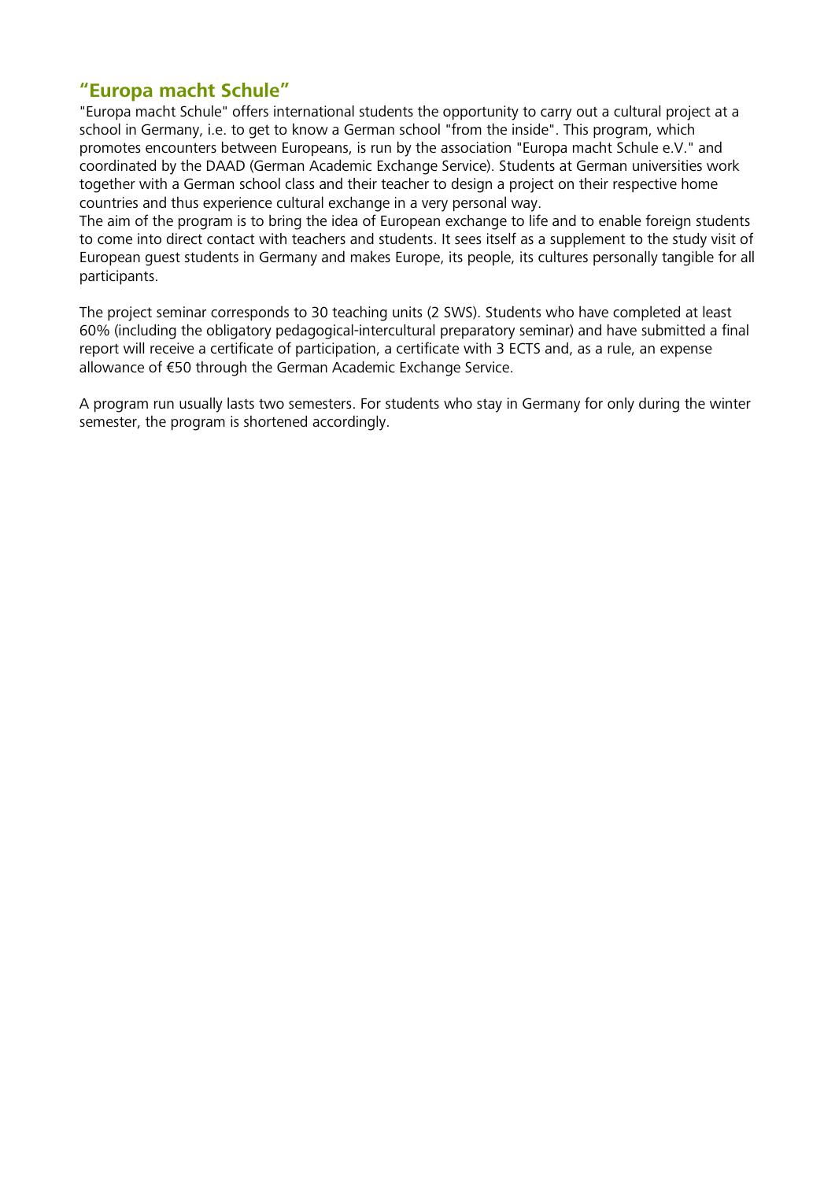## “Europa macht Schule”

"Europa macht Schule" offers international students the opportunity to carry out a cultural project at a school in Germany, i.e. to get to know a German school "from the inside". This program, which promotes encounters between Europeans, is run by the association "Europa macht Schule e.V." and coordinated by the DAAD (German Academic Exchange Service). Students at German universities work together with a German school class and their teacher to design a project on their respective home countries and thus experience cultural exchange in a very personal way.
The aim of the program is to bring the idea of European exchange to life and to enable foreign students to come into direct contact with teachers and students. It sees itself as a supplement to the study visit of European guest students in Germany and makes Europe, its people, its cultures personally tangible for all participants.

The project seminar corresponds to 30 teaching units (2 SWS). Students who have completed at least 60% (including the obligatory pedagogical-intercultural preparatory seminar) and have submitted a final report will receive a certificate of participation, a certificate with 3 ECTS and, as a rule, an expense allowance of €50 through the German Academic Exchange Service.

A program run usually lasts two semesters. For students who stay in Germany for only during the winter semester, the program is shortened accordingly.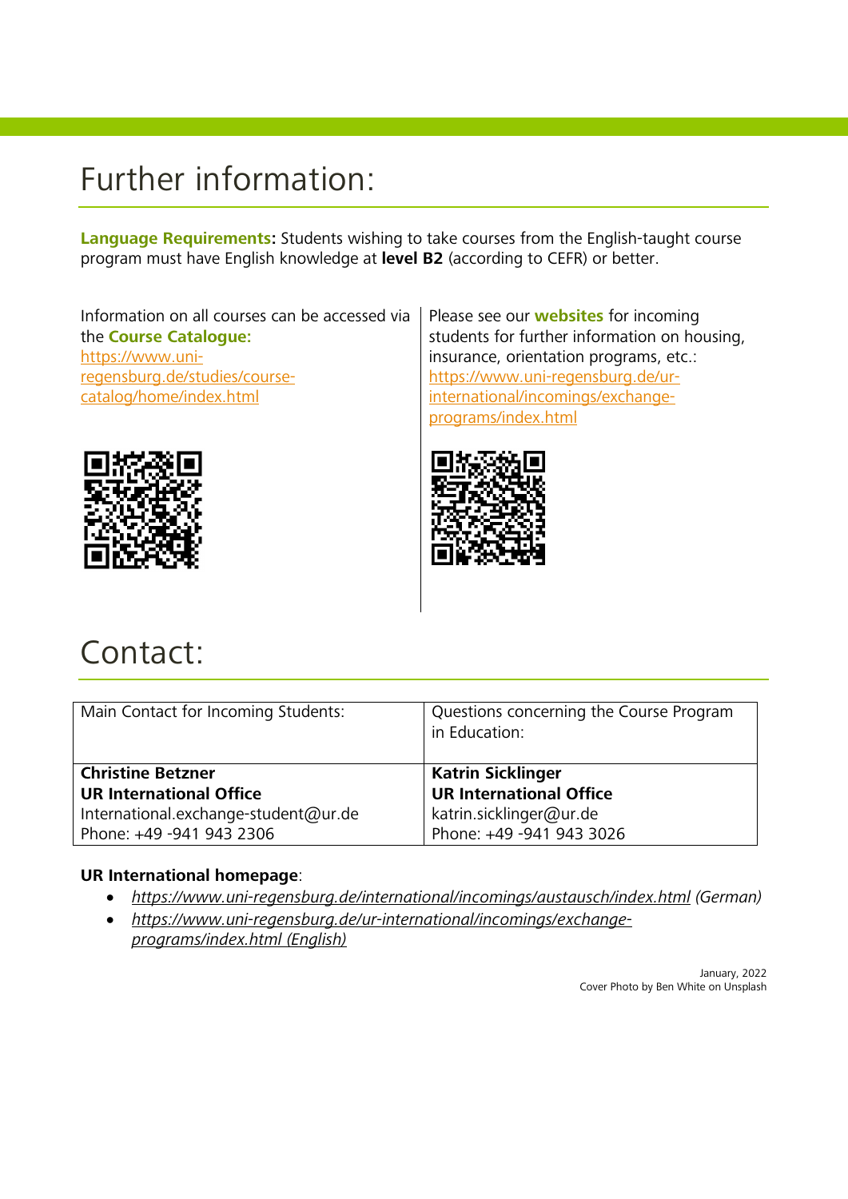# Further information:

**Language Requirements:** Students wishing to take courses from the English-taught course program must have English knowledge at **level B2** (according to CEFR) or better.

Information on all courses can be accessed via the **Course Catalogue:** https://www.uni-regensburg.de/studies/course-catalog/home/index.html

Please see our **websites** for incoming students for further information on housing, insurance, orientation programs, etc.: https://www.uni-regensburg.de/ur-international/incomings/exchange-programs/index.html

# Contact:

| Main Contact for Incoming Students: | Questions concerning the Course Program in Education: |
|---|---|
| **Christine Betzner**<br>**UR International Office**<br>International.exchange-student@ur.de<br>Phone: +49 -941 943 2306 | **Katrin Sicklinger**<br>**UR International Office**<br>katrin.sicklinger@ur.de<br>Phone: +49 -941 943 3026 |

**UR International homepage**:

- *https://www.uni-regensburg.de/international/incomings/austausch/index.html (German)*
- *https://www.uni-regensburg.de/ur-international/incomings/exchange-programs/index.html (English)*

January, 2022
Cover Photo by Ben White on Unsplash